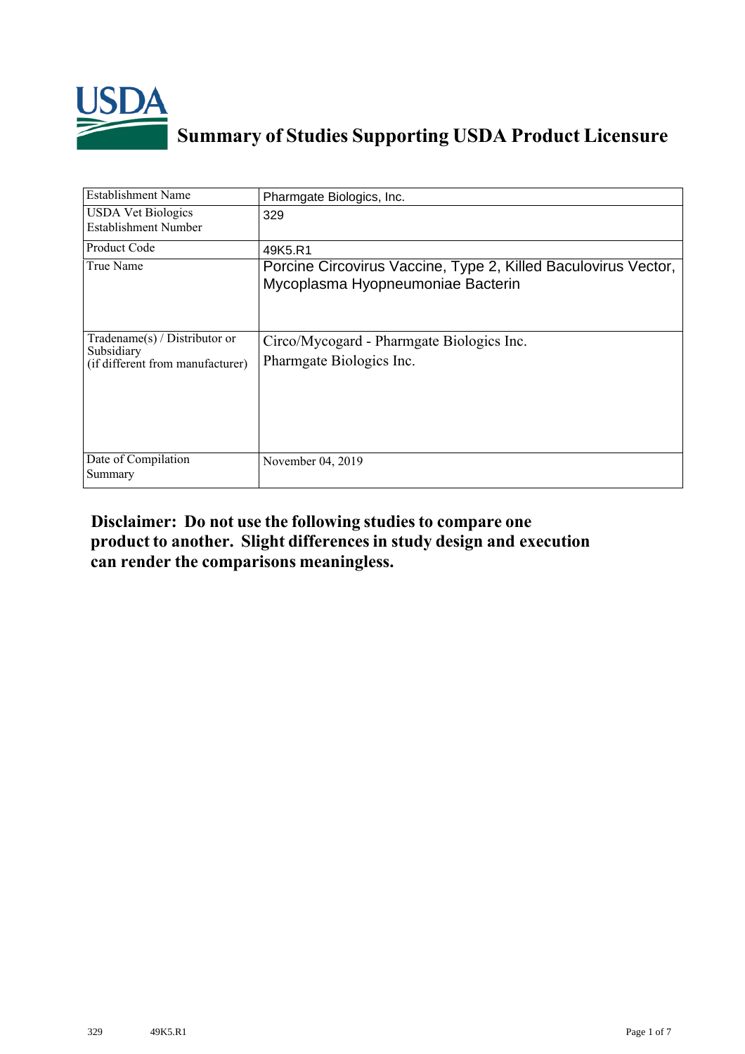# Summary of Studies Supporting USDA Product Licensure

| Establishment Name | Pharmgate Biologics, Inc. |
|---|---|
| USDA Vet Biologics Establishment Number | 329 |
| Product Code | 49K5.R1 |
| True Name | Porcine Circovirus Vaccine, Type 2, Killed Baculovirus Vector, Mycoplasma Hyopneumoniae Bacterin |
| Tradename(s) / Distributor or Subsidiary (if different from manufacturer) | Circo/Mycogard - Pharmgate Biologics Inc.<br>Pharmgate Biologics Inc. |
| Date of Compilation Summary | November 04, 2019 |

**Disclaimer: Do not use the following studies to compare one product to another. Slight differences in study design and execution can render the comparisons meaningless.**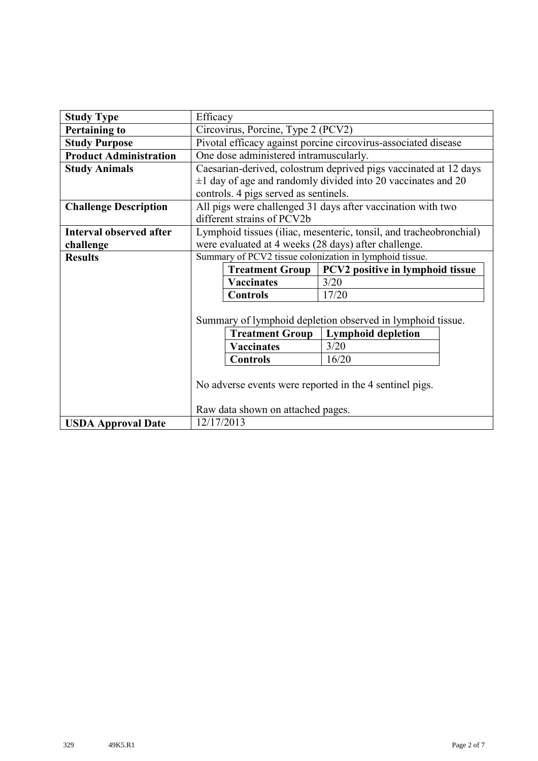| | |
|---|---|
| **Study Type** | Efficacy |
| **Pertaining to** | Circovirus, Porcine, Type 2 (PCV2) |
| **Study Purpose** | Pivotal efficacy against porcine circovirus-associated disease |
| **Product Administration** | One dose administered intramuscularly. |
| **Study Animals** | Caesarian-derived, colostrum deprived pigs vaccinated at 12 days ±1 day of age and randomly divided into 20 vaccinates and 20 controls. 4 pigs served as sentinels. |
| **Challenge Description** | All pigs were challenged 31 days after vaccination with two different strains of PCV2b |
| **Interval observed after challenge** | Lymphoid tissues (iliac, mesenteric, tonsil, and tracheobronchial) were evaluated at 4 weeks (28 days) after challenge. |
| **Results** | See below |
| **USDA Approval Date** | 12/17/2013 |

**Results:**

Summary of PCV2 tissue colonization in lymphoid tissue.

| Treatment Group | PCV2 positive in lymphoid tissue |
|---|---|
| **Vaccinates** | 3/20 |
| **Controls** | 17/20 |

Summary of lymphoid depletion observed in lymphoid tissue.

| Treatment Group | Lymphoid depletion |
|---|---|
| **Vaccinates** | 3/20 |
| **Controls** | 16/20 |

No adverse events were reported in the 4 sentinel pigs.

Raw data shown on attached pages.

329 49K5.R1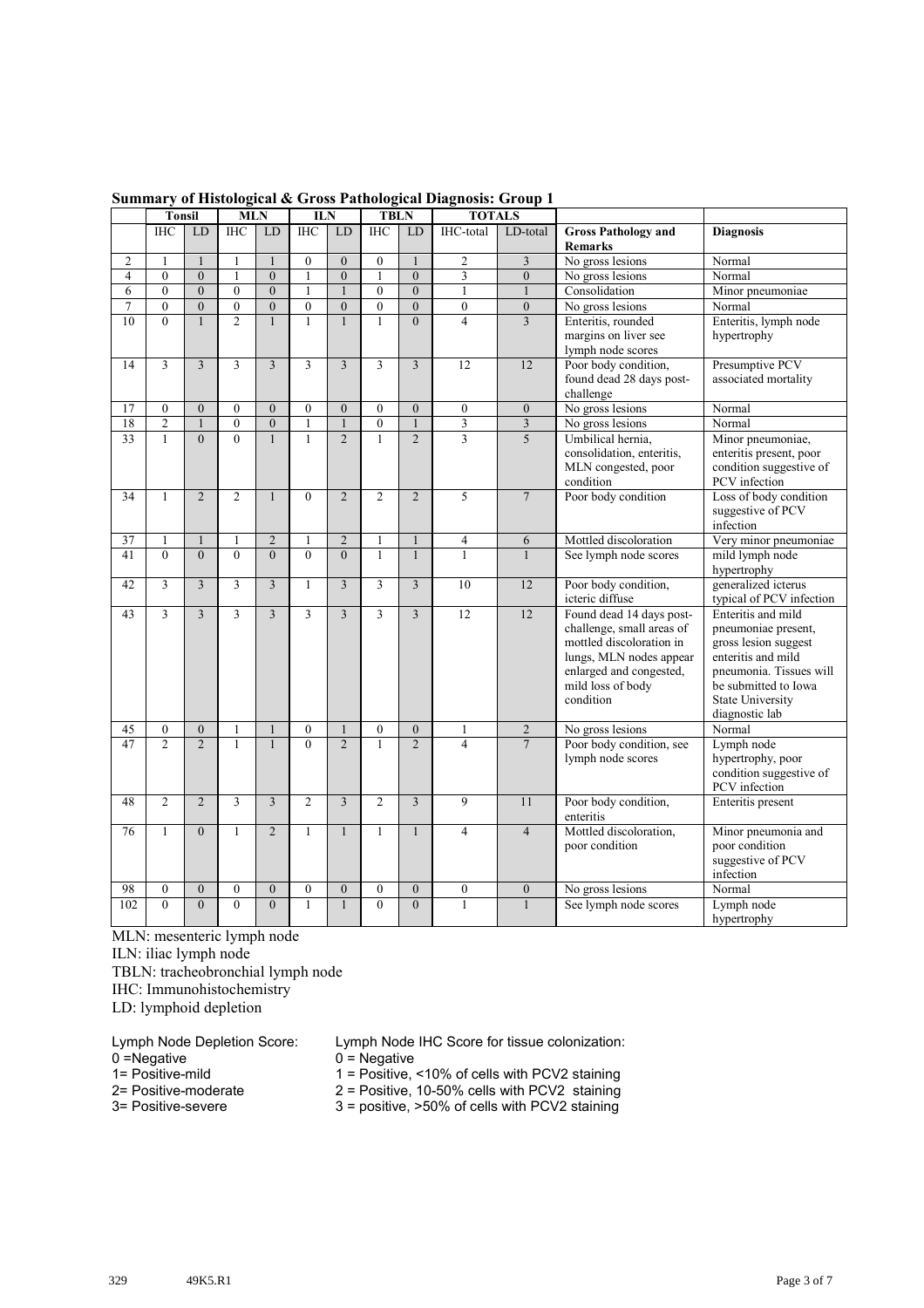**Summary of Histological & Gross Pathological Diagnosis: Group 1**

| | Tonsil | | MLN | | ILN | | TBLN | | TOTALS | | | |
|---|---|---|---|---|---|---|---|---|---|---|---|---|
| | IHC | LD | IHC | LD | IHC | LD | IHC | LD | IHC-total | LD-total | **Gross Pathology and Remarks** | **Diagnosis** |
| 2 | 1 | 1 | 1 | 1 | 0 | 0 | 0 | 1 | 2 | 3 | No gross lesions | Normal |
| 4 | 0 | 0 | 1 | 0 | 1 | 0 | 1 | 0 | 3 | 0 | No gross lesions | Normal |
| 6 | 0 | 0 | 0 | 0 | 1 | 1 | 0 | 0 | 1 | 1 | Consolidation | Minor pneumoniae |
| 7 | 0 | 0 | 0 | 0 | 0 | 0 | 0 | 0 | 0 | 0 | No gross lesions | Normal |
| 10 | 0 | 1 | 2 | 1 | 1 | 1 | 1 | 0 | 4 | 3 | Enteritis, rounded margins on liver see lymph node scores | Enteritis, lymph node hypertrophy |
| 14 | 3 | 3 | 3 | 3 | 3 | 3 | 3 | 3 | 12 | 12 | Poor body condition, found dead 28 days post-challenge | Presumptive PCV associated mortality |
| 17 | 0 | 0 | 0 | 0 | 0 | 0 | 0 | 0 | 0 | 0 | No gross lesions | Normal |
| 18 | 2 | 1 | 0 | 0 | 1 | 1 | 0 | 1 | 3 | 3 | No gross lesions | Normal |
| 33 | 1 | 0 | 0 | 1 | 1 | 2 | 1 | 2 | 3 | 5 | Umbilical hernia, consolidation, enteritis, MLN congested, poor condition | Minor pneumoniae, enteritis present, poor condition suggestive of PCV infection |
| 34 | 1 | 2 | 2 | 1 | 0 | 2 | 2 | 2 | 5 | 7 | Poor body condition | Loss of body condition suggestive of PCV infection |
| 37 | 1 | 1 | 1 | 2 | 1 | 2 | 1 | 1 | 4 | 6 | Mottled discoloration | Very minor pneumoniae |
| 41 | 0 | 0 | 0 | 0 | 0 | 0 | 1 | 1 | 1 | 1 | See lymph node scores | mild lymph node hypertrophy |
| 42 | 3 | 3 | 3 | 3 | 1 | 3 | 3 | 3 | 10 | 12 | Poor body condition, icteric diffuse | generalized icterus typical of PCV infection |
| 43 | 3 | 3 | 3 | 3 | 3 | 3 | 3 | 3 | 12 | 12 | Found dead 14 days post-challenge, small areas of mottled discoloration in lungs, MLN nodes appear enlarged and congested, mild loss of body condition | Enteritis and mild pneumoniae present, gross lesion suggest enteritis and mild pneumonia. Tissues will be submitted to Iowa State University diagnostic lab |
| 45 | 0 | 0 | 1 | 1 | 0 | 1 | 0 | 0 | 1 | 2 | No gross lesions | Normal |
| 47 | 2 | 2 | 1 | 1 | 0 | 2 | 1 | 2 | 4 | 7 | Poor body condition, see lymph node scores | Lymph node hypertrophy, poor condition suggestive of PCV infection |
| 48 | 2 | 2 | 3 | 3 | 2 | 3 | 2 | 3 | 9 | 11 | Poor body condition, enteritis | Enteritis present |
| 76 | 1 | 0 | 1 | 2 | 1 | 1 | 1 | 1 | 4 | 4 | Mottled discoloration, poor condition | Minor pneumonia and poor condition suggestive of PCV infection |
| 98 | 0 | 0 | 0 | 0 | 0 | 0 | 0 | 0 | 0 | 0 | No gross lesions | Normal |
| 102 | 0 | 0 | 0 | 0 | 1 | 1 | 0 | 0 | 1 | 1 | See lymph node scores | Lymph node hypertrophy |

MLN: mesenteric lymph node
ILN: iliac lymph node
TBLN: tracheobronchial lymph node
IHC: Immunohistochemistry
LD: lymphoid depletion

Lymph Node Depletion Score:
0 =Negative
1= Positive-mild
2= Positive-moderate
3= Positive-severe

Lymph Node IHC Score for tissue colonization:
0 = Negative
1 = Positive, <10% of cells with PCV2 staining
2 = Positive, 10-50% cells with PCV2 staining
3 = positive, >50% of cells with PCV2 staining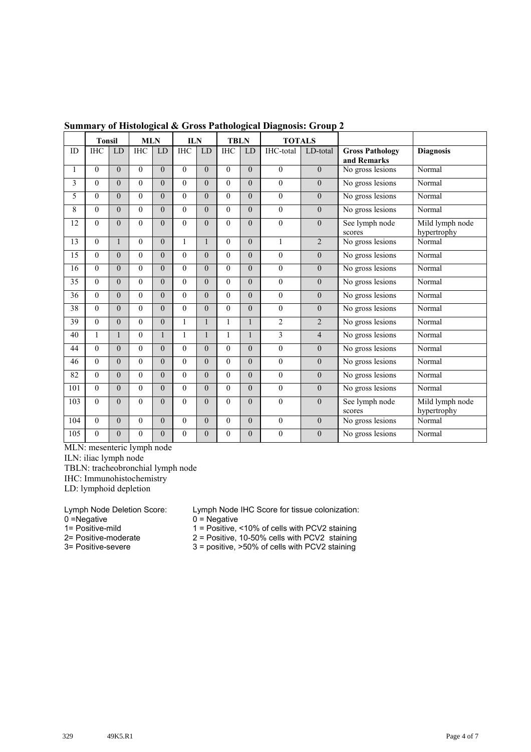## Summary of Histological & Gross Pathological Diagnosis: Group 2

| | Tonsil | | MLN | | ILN | | TBLN | | TOTALS | | | |
|---|---|---|---|---|---|---|---|---|---|---|---|---|
| ID | IHC | LD | IHC | LD | IHC | LD | IHC | LD | IHC-total | LD-total | **Gross Pathology and Remarks** | **Diagnosis** |
| 1 | 0 | 0 | 0 | 0 | 0 | 0 | 0 | 0 | 0 | 0 | No gross lesions | Normal |
| 3 | 0 | 0 | 0 | 0 | 0 | 0 | 0 | 0 | 0 | 0 | No gross lesions | Normal |
| 5 | 0 | 0 | 0 | 0 | 0 | 0 | 0 | 0 | 0 | 0 | No gross lesions | Normal |
| 8 | 0 | 0 | 0 | 0 | 0 | 0 | 0 | 0 | 0 | 0 | No gross lesions | Normal |
| 12 | 0 | 0 | 0 | 0 | 0 | 0 | 0 | 0 | 0 | 0 | See lymph node scores | Mild lymph node hypertrophy |
| 13 | 0 | 1 | 0 | 0 | 1 | 1 | 0 | 0 | 1 | 2 | No gross lesions | Normal |
| 15 | 0 | 0 | 0 | 0 | 0 | 0 | 0 | 0 | 0 | 0 | No gross lesions | Normal |
| 16 | 0 | 0 | 0 | 0 | 0 | 0 | 0 | 0 | 0 | 0 | No gross lesions | Normal |
| 35 | 0 | 0 | 0 | 0 | 0 | 0 | 0 | 0 | 0 | 0 | No gross lesions | Normal |
| 36 | 0 | 0 | 0 | 0 | 0 | 0 | 0 | 0 | 0 | 0 | No gross lesions | Normal |
| 38 | 0 | 0 | 0 | 0 | 0 | 0 | 0 | 0 | 0 | 0 | No gross lesions | Normal |
| 39 | 0 | 0 | 0 | 0 | 1 | 1 | 1 | 1 | 2 | 2 | No gross lesions | Normal |
| 40 | 1 | 1 | 0 | 1 | 1 | 1 | 1 | 1 | 3 | 4 | No gross lesions | Normal |
| 44 | 0 | 0 | 0 | 0 | 0 | 0 | 0 | 0 | 0 | 0 | No gross lesions | Normal |
| 46 | 0 | 0 | 0 | 0 | 0 | 0 | 0 | 0 | 0 | 0 | No gross lesions | Normal |
| 82 | 0 | 0 | 0 | 0 | 0 | 0 | 0 | 0 | 0 | 0 | No gross lesions | Normal |
| 101 | 0 | 0 | 0 | 0 | 0 | 0 | 0 | 0 | 0 | 0 | No gross lesions | Normal |
| 103 | 0 | 0 | 0 | 0 | 0 | 0 | 0 | 0 | 0 | 0 | See lymph node scores | Mild lymph node hypertrophy |
| 104 | 0 | 0 | 0 | 0 | 0 | 0 | 0 | 0 | 0 | 0 | No gross lesions | Normal |
| 105 | 0 | 0 | 0 | 0 | 0 | 0 | 0 | 0 | 0 | 0 | No gross lesions | Normal |

MLN: mesenteric lymph node
ILN: iliac lymph node
TBLN: tracheobronchial lymph node
IHC: Immunohistochemistry
LD: lymphoid depletion

Lymph Node Deletion Score:
0 =Negative
1= Positive-mild
2= Positive-moderate
3= Positive-severe

Lymph Node IHC Score for tissue colonization:
0 = Negative
1 = Positive, <10% of cells with PCV2 staining
2 = Positive, 10-50% cells with PCV2 staining
3 = positive, >50% of cells with PCV2 staining

329 49K5.R1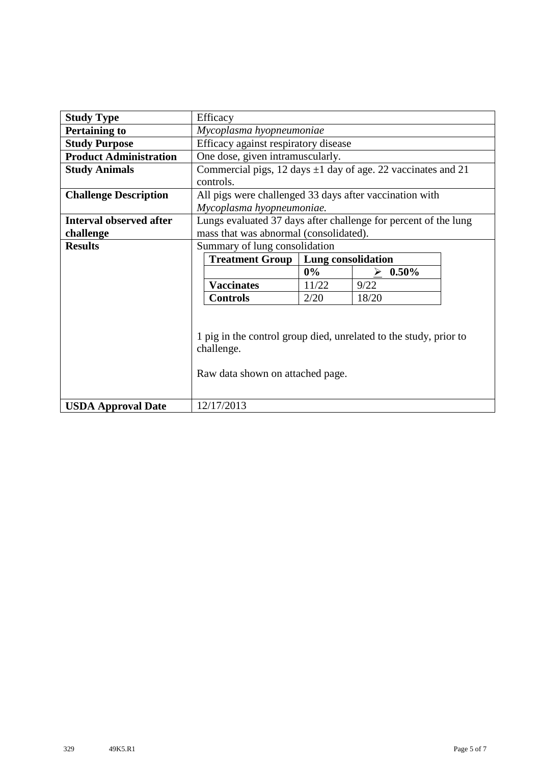| Study Type | Efficacy |
|---|---|
| **Pertaining to** | *Mycoplasma hyopneumoniae* |
| **Study Purpose** | Efficacy against respiratory disease |
| **Product Administration** | One dose, given intramuscularly. |
| **Study Animals** | Commercial pigs, 12 days ±1 day of age. 22 vaccinates and 21 controls. |
| **Challenge Description** | All pigs were challenged 33 days after vaccination with *Mycoplasma hyopneumoniae.* |
| **Interval observed after challenge** | Lungs evaluated 37 days after challenge for percent of the lung mass that was abnormal (consolidated). |
| **Results** | Summary of lung consolidation |
| **USDA Approval Date** | 12/17/2013 |

Summary of lung consolidation

| Treatment Group | Lung consolidation | |
|---|---|---|
| | **0%** | **≥ 0.50%** |
| **Vaccinates** | 11/22 | 9/22 |
| **Controls** | 2/20 | 18/20 |

1 pig in the control group died, unrelated to the study, prior to challenge.

Raw data shown on attached page.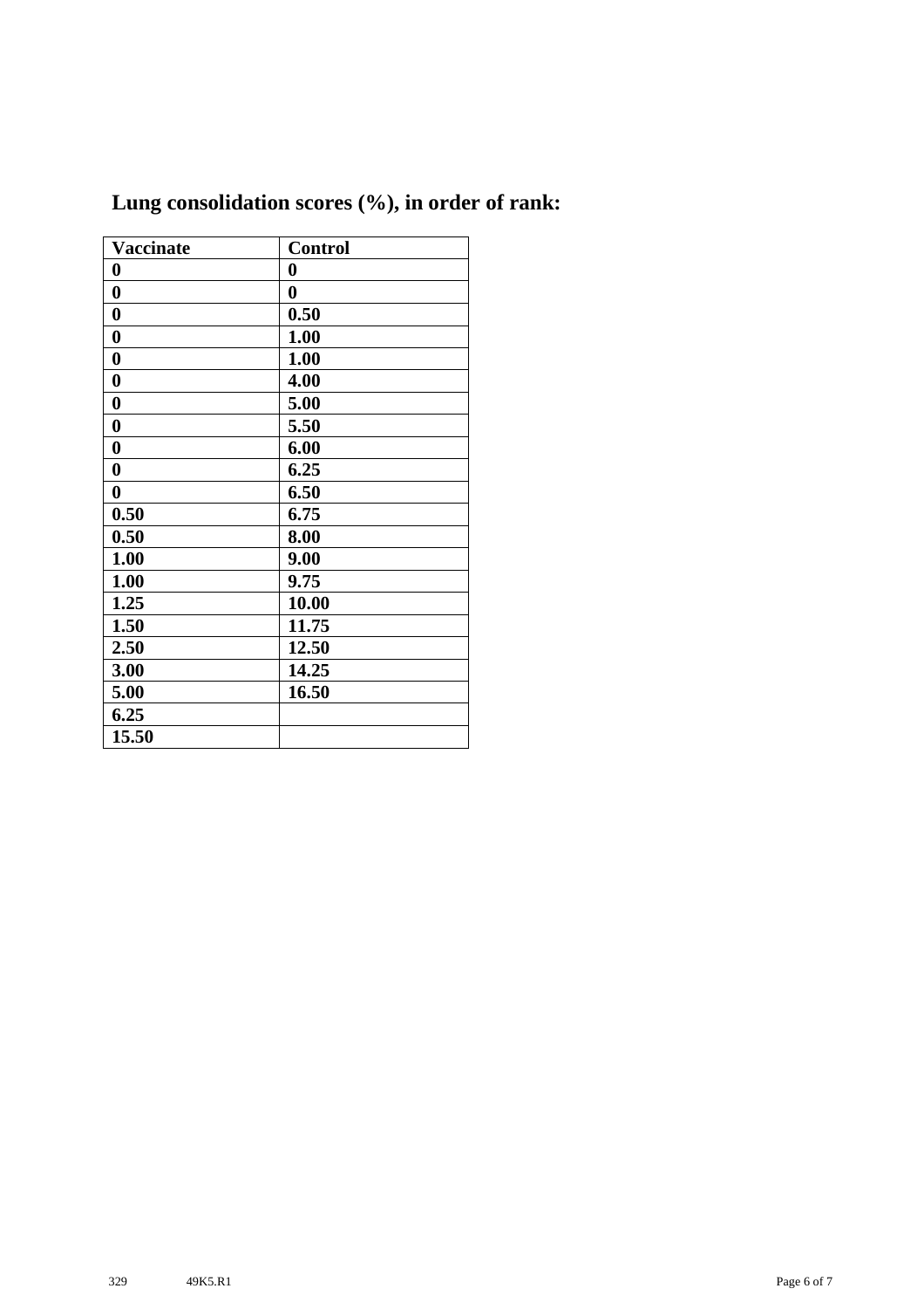## Lung consolidation scores (%), in order of rank:

| Vaccinate | Control |
|---|---|
| 0 | 0 |
| 0 | 0 |
| 0 | 0.50 |
| 0 | 1.00 |
| 0 | 1.00 |
| 0 | 4.00 |
| 0 | 5.00 |
| 0 | 5.50 |
| 0 | 6.00 |
| 0 | 6.25 |
| 0 | 6.50 |
| 0.50 | 6.75 |
| 0.50 | 8.00 |
| 1.00 | 9.00 |
| 1.00 | 9.75 |
| 1.25 | 10.00 |
| 1.50 | 11.75 |
| 2.50 | 12.50 |
| 3.00 | 14.25 |
| 5.00 | 16.50 |
| 6.25 | |
| 15.50 | |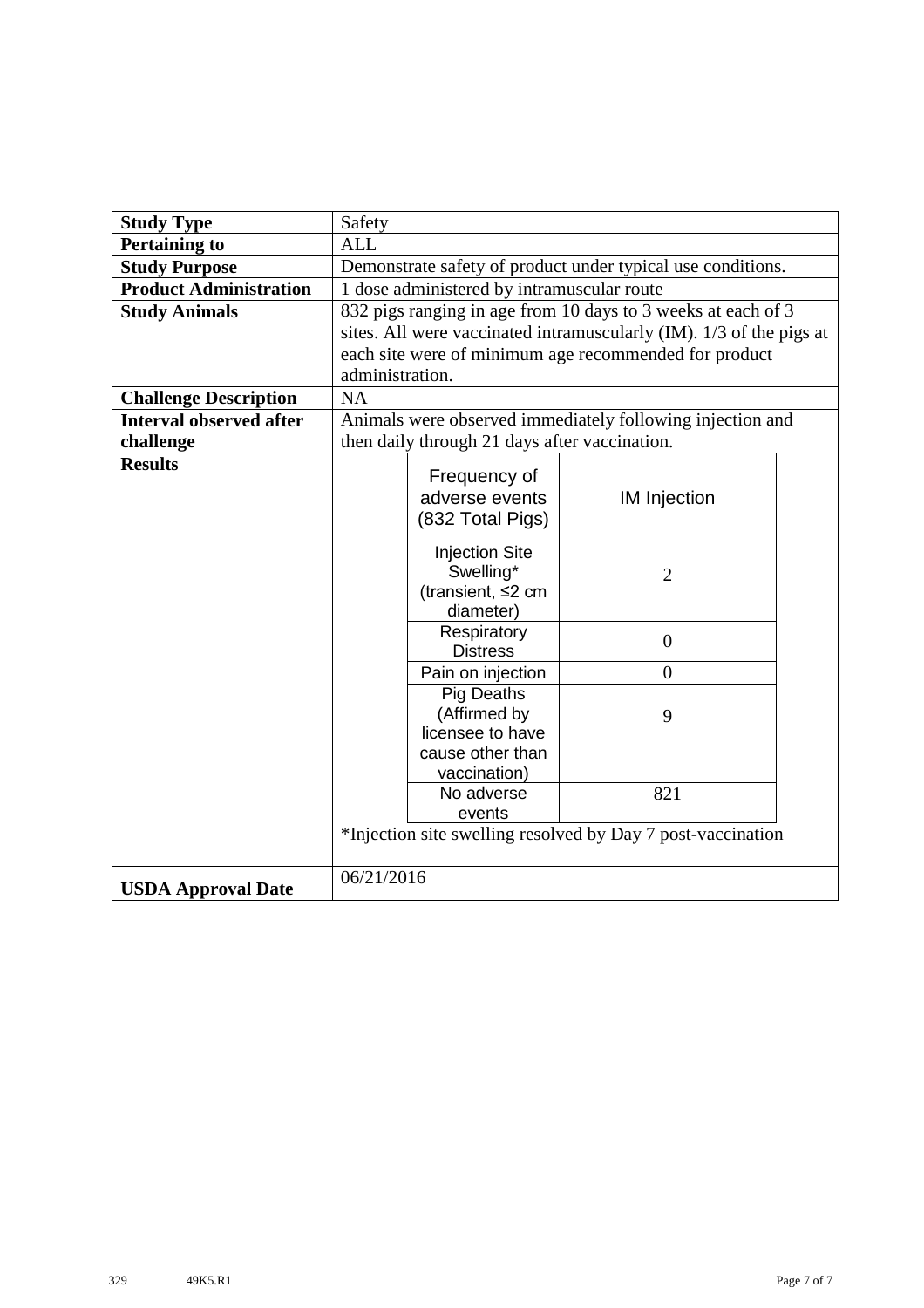| | |
|---|---|
| **Study Type** | Safety |
| **Pertaining to** | ALL |
| **Study Purpose** | Demonstrate safety of product under typical use conditions. |
| **Product Administration** | 1 dose administered by intramuscular route |
| **Study Animals** | 832 pigs ranging in age from 10 days to 3 weeks at each of 3 sites. All were vaccinated intramuscularly (IM). 1/3 of the pigs at each site were of minimum age recommended for product administration. |
| **Challenge Description** | NA |
| **Interval observed after challenge** | Animals were observed immediately following injection and then daily through 21 days after vaccination. |
| **Results** | See table below. |
| **USDA Approval Date** | 06/21/2016 |

| Frequency of adverse events (832 Total Pigs) | IM Injection |
|---|---|
| Injection Site Swelling* (transient, ≤2 cm diameter) | 2 |
| Respiratory Distress | 0 |
| Pain on injection | 0 |
| Pig Deaths (Affirmed by licensee to have cause other than vaccination) | 9 |
| No adverse events | 821 |

*Injection site swelling resolved by Day 7 post-vaccination

329 49K5.R1